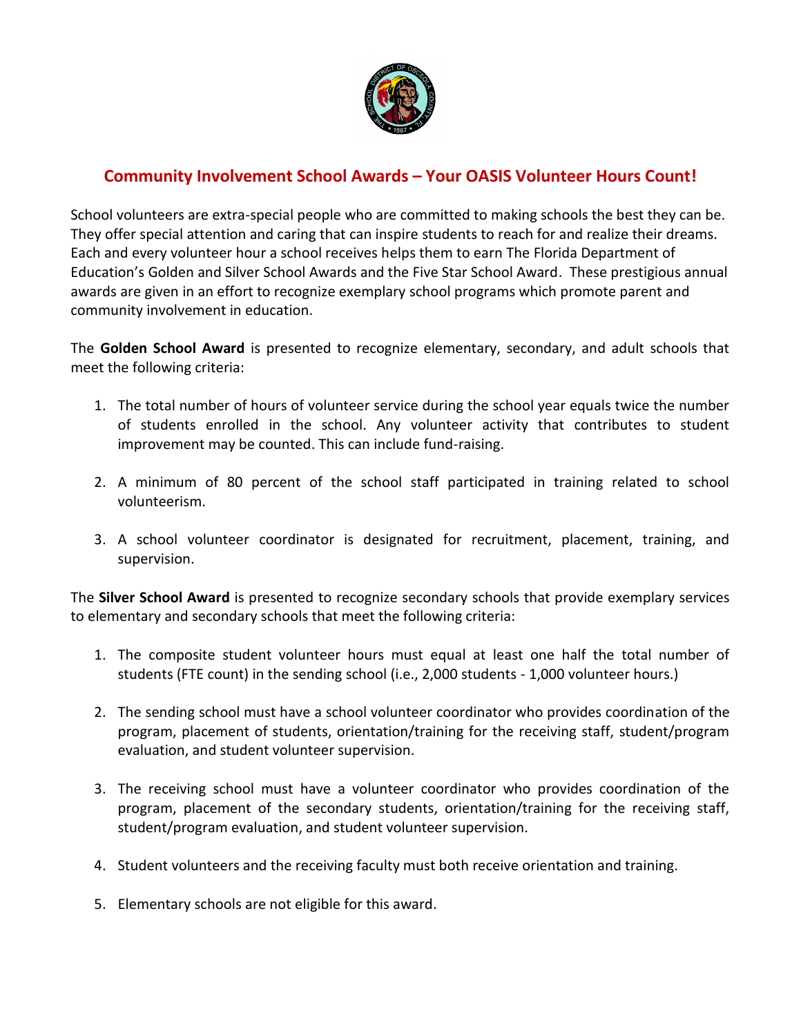# Community Involvement School Awards – Your OASIS Volunteer Hours Count!

School volunteers are extra-special people who are committed to making schools the best they can be. They offer special attention and caring that can inspire students to reach for and realize their dreams. Each and every volunteer hour a school receives helps them to earn The Florida Department of Education's Golden and Silver School Awards and the Five Star School Award. These prestigious annual awards are given in an effort to recognize exemplary school programs which promote parent and community involvement in education.

The **Golden School Award** is presented to recognize elementary, secondary, and adult schools that meet the following criteria:

1. The total number of hours of volunteer service during the school year equals twice the number of students enrolled in the school. Any volunteer activity that contributes to student improvement may be counted. This can include fund-raising.

2. A minimum of 80 percent of the school staff participated in training related to school volunteerism.

3. A school volunteer coordinator is designated for recruitment, placement, training, and supervision.

The **Silver School Award** is presented to recognize secondary schools that provide exemplary services to elementary and secondary schools that meet the following criteria:

1. The composite student volunteer hours must equal at least one half the total number of students (FTE count) in the sending school (i.e., 2,000 students - 1,000 volunteer hours.)

2. The sending school must have a school volunteer coordinator who provides coordination of the program, placement of students, orientation/training for the receiving staff, student/program evaluation, and student volunteer supervision.

3. The receiving school must have a volunteer coordinator who provides coordination of the program, placement of the secondary students, orientation/training for the receiving staff, student/program evaluation, and student volunteer supervision.

4. Student volunteers and the receiving faculty must both receive orientation and training.

5. Elementary schools are not eligible for this award.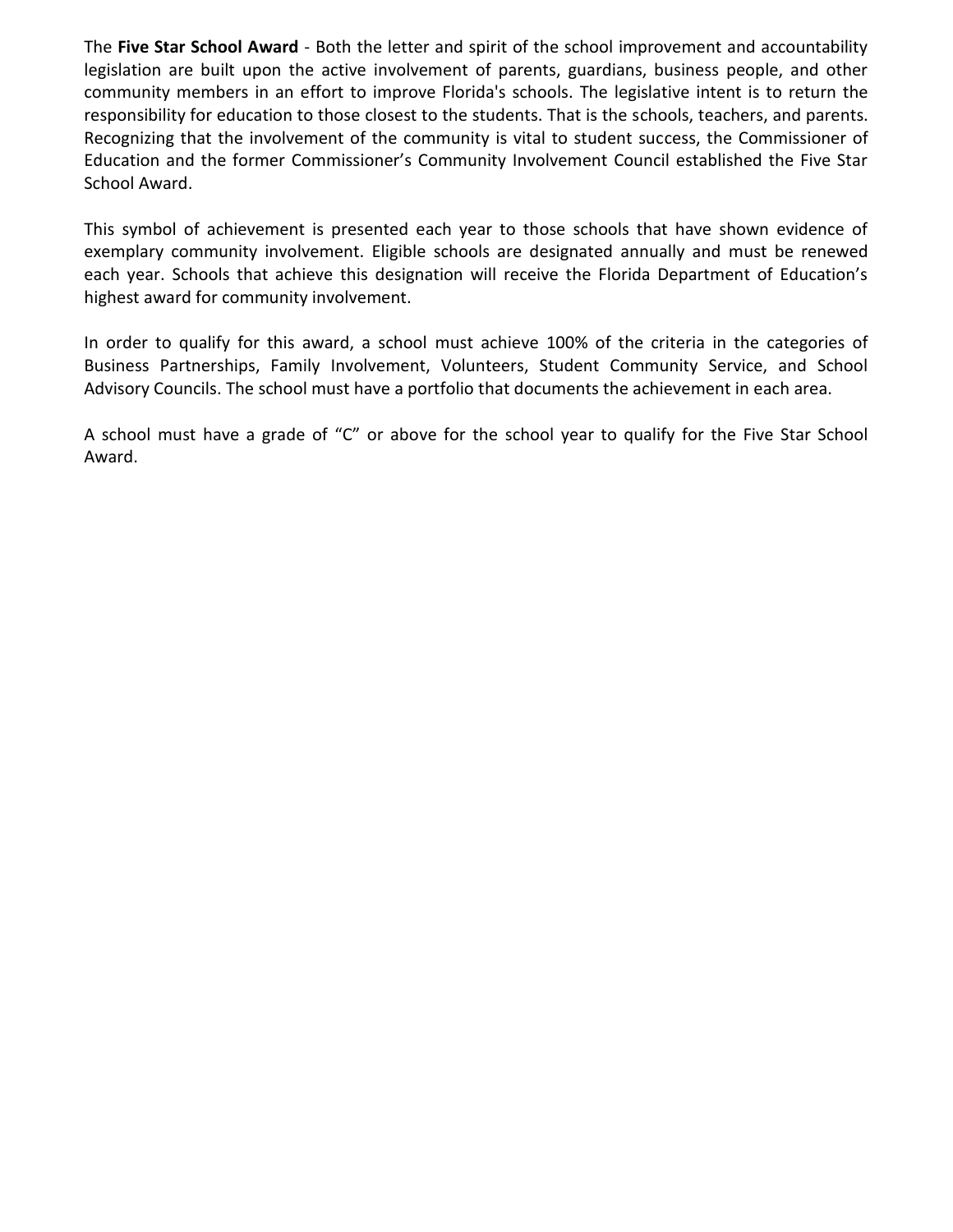The **Five Star School Award** - Both the letter and spirit of the school improvement and accountability legislation are built upon the active involvement of parents, guardians, business people, and other community members in an effort to improve Florida's schools. The legislative intent is to return the responsibility for education to those closest to the students. That is the schools, teachers, and parents. Recognizing that the involvement of the community is vital to student success, the Commissioner of Education and the former Commissioner's Community Involvement Council established the Five Star School Award.

This symbol of achievement is presented each year to those schools that have shown evidence of exemplary community involvement. Eligible schools are designated annually and must be renewed each year. Schools that achieve this designation will receive the Florida Department of Education's highest award for community involvement.

In order to qualify for this award, a school must achieve 100% of the criteria in the categories of Business Partnerships, Family Involvement, Volunteers, Student Community Service, and School Advisory Councils. The school must have a portfolio that documents the achievement in each area.

A school must have a grade of "C" or above for the school year to qualify for the Five Star School Award.